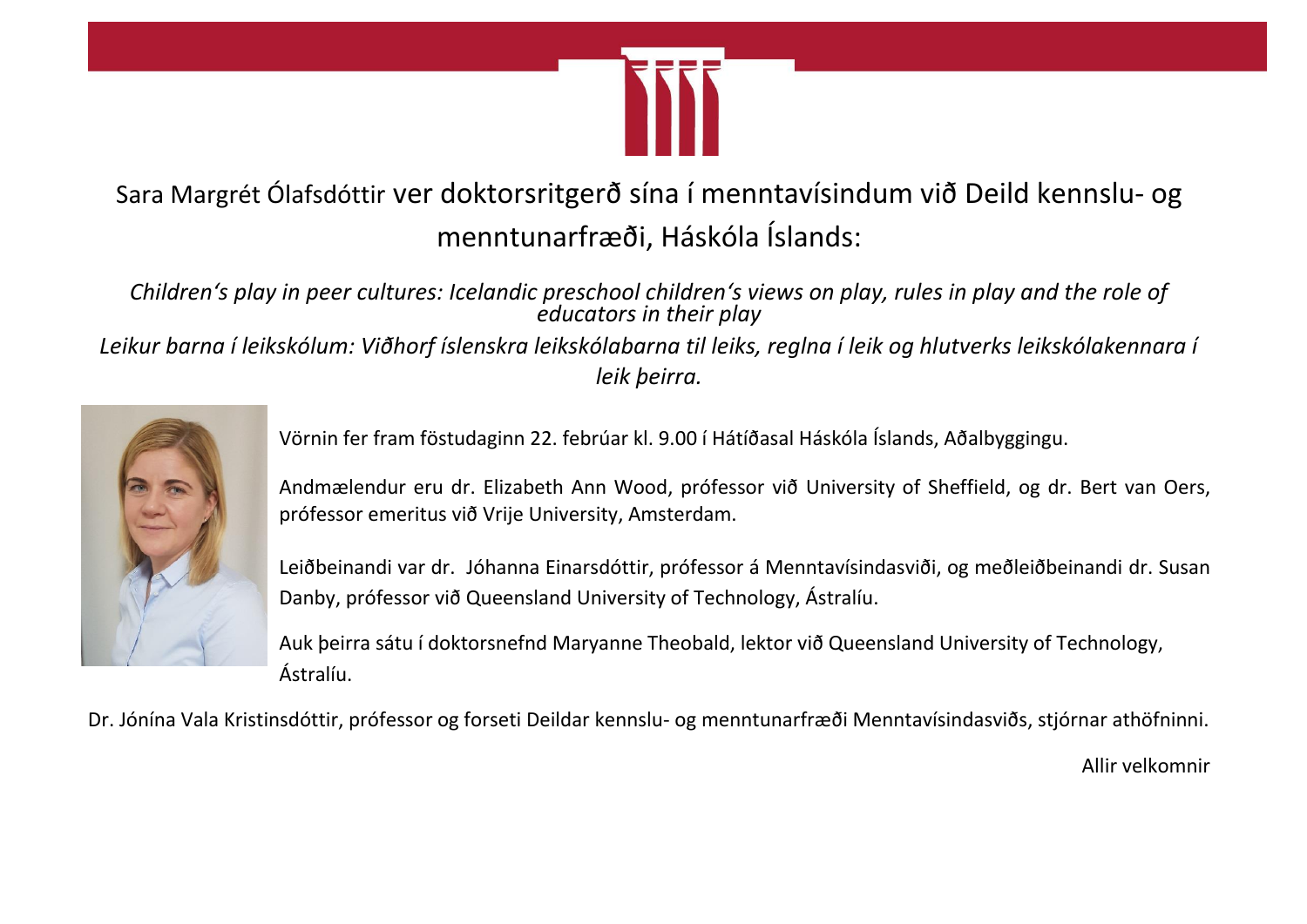# Sara Margrét Ólafsdóttir ver doktorsritgerð sína í menntavísindum við Deild kennslu- og menntunarfræði, Háskóla Íslands:

*Children's play in peer cultures: Icelandic preschool children's views on play, rules in play and the role of educators in their play*

*Leikur barna í leikskólum: Viðhorf íslenskra leikskólabarna til leiks, reglna í leik og hlutverks leikskólakennara í leik þeirra.*

Vörnin fer fram föstudaginn 22. febrúar kl. 9.00 í Hátíðasal Háskóla Íslands, Aðalbyggingu.

Andmælendur eru dr. Elizabeth Ann Wood, prófessor við University of Sheffield, og dr. Bert van Oers, prófessor emeritus við Vrije University, Amsterdam.

Leiðbeinandi var dr. Jóhanna Einarsdóttir, prófessor á Menntavísindasviði, og meðleiðbeinandi dr. Susan Danby, prófessor við Queensland University of Technology, Ástralíu.

Auk þeirra sátu í doktorsnefnd Maryanne Theobald, lektor við Queensland University of Technology, Ástralíu.

Dr. Jónína Vala Kristinsdóttir, prófessor og forseti Deildar kennslu- og menntunarfræði Menntavísindasviðs, stjórnar athöfninni.

Allir velkomnir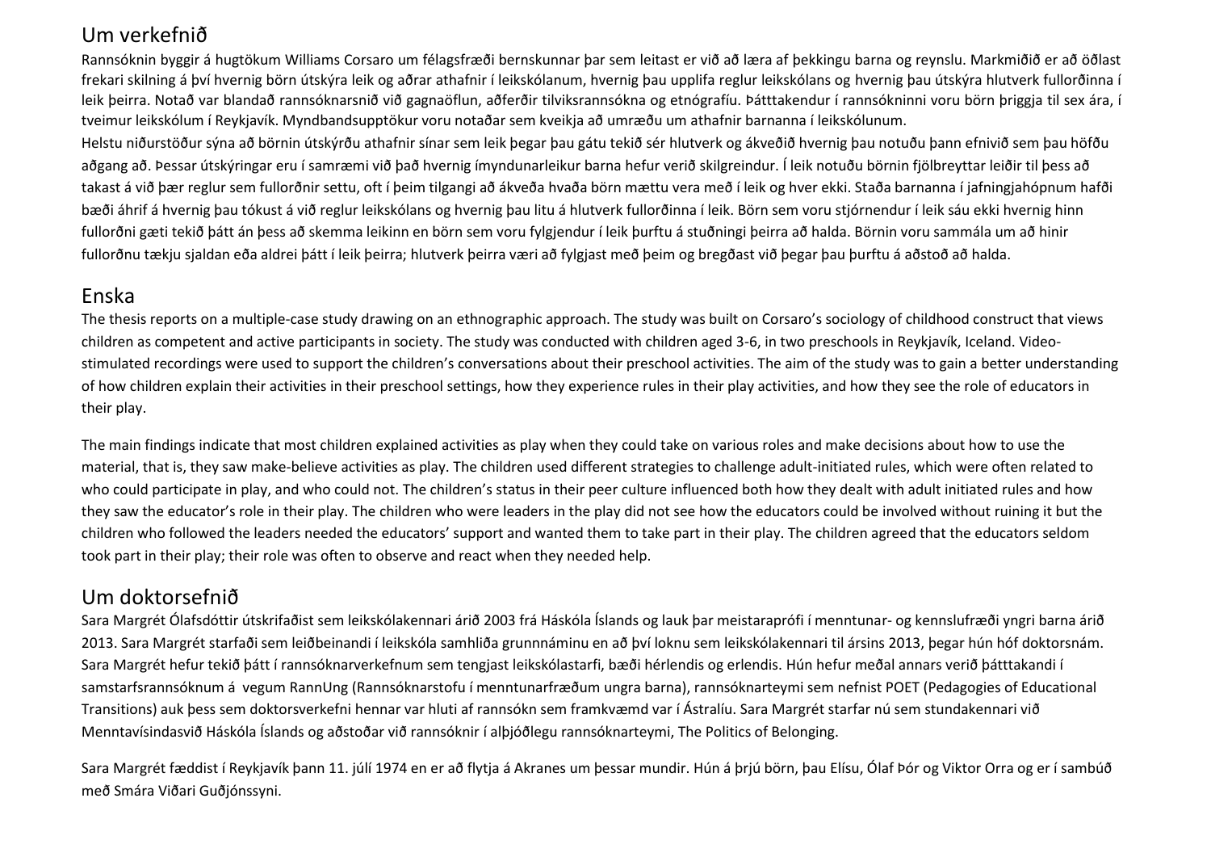## Um verkefnið

Rannsóknin byggir á hugtökum Williams Corsaro um félagsfræði bernskunnar þar sem leitast er við að læra af þekkingu barna og reynslu. Markmiðið er að öðlast frekari skilning á því hvernig börn útskýra leik og aðrar athafnir í leikskólanum, hvernig þau upplifa reglur leikskólans og hvernig þau útskýra hlutverk fullorðinna í leik þeirra. Notað var blandað rannsóknarsnið við gagnaöflun, aðferðir tilviksrannsókna og etnógrafíu. Þátttakendur í rannsókninni voru börn þriggja til sex ára, í tveimur leikskólum í Reykjavík. Myndbandsupptökur voru notaðar sem kveikja að umræðu um athafnir barnanna í leikskólunum.

Helstu niðurstöður sýna að börnin útskýrðu athafnir sínar sem leik þegar þau gátu tekið sér hlutverk og ákveðið hvernig þau notuðu þann efnivið sem þau höfðu aðgang að. Þessar útskýringar eru í samræmi við það hvernig ímyndunarleikur barna hefur verið skilgreindur. Í leik notuðu börnin fjölbreyttar leiðir til þess að takast á við þær reglur sem fullorðnir settu, oft í þeim tilgangi að ákveða hvaða börn mættu vera með í leik og hver ekki. Staða barnanna í jafningjahópnum hafði bæði áhrif á hvernig þau tókust á við reglur leikskólans og hvernig þau litu á hlutverk fullorðinna í leik. Börn sem voru stjórnendur í leik sáu ekki hvernig hinn fullorðni gæti tekið þátt án þess að skemma leikinn en börn sem voru fylgjendur í leik þurftu á stuðningi þeirra að halda. Börnin voru sammála um að hinir fullorðnu tækju sjaldan eða aldrei þátt í leik þeirra; hlutverk þeirra væri að fylgjast með þeim og bregðast við þegar þau þurftu á aðstoð að halda.

## Enska

The thesis reports on a multiple-case study drawing on an ethnographic approach. The study was built on Corsaro's sociology of childhood construct that views children as competent and active participants in society. The study was conducted with children aged 3-6, in two preschools in Reykjavík, Iceland. Video-stimulated recordings were used to support the children's conversations about their preschool activities. The aim of the study was to gain a better understanding of how children explain their activities in their preschool settings, how they experience rules in their play activities, and how they see the role of educators in their play.

The main findings indicate that most children explained activities as play when they could take on various roles and make decisions about how to use the material, that is, they saw make-believe activities as play. The children used different strategies to challenge adult-initiated rules, which were often related to who could participate in play, and who could not. The children's status in their peer culture influenced both how they dealt with adult initiated rules and how they saw the educator's role in their play. The children who were leaders in the play did not see how the educators could be involved without ruining it but the children who followed the leaders needed the educators' support and wanted them to take part in their play. The children agreed that the educators seldom took part in their play; their role was often to observe and react when they needed help.

## Um doktorsefnið

Sara Margrét Ólafsdóttir útskrifaðist sem leikskólakennari árið 2003 frá Háskóla Íslands og lauk þar meistaraprófi í menntunar- og kennslufræði yngri barna árið 2013. Sara Margrét starfaði sem leiðbeinandi í leikskóla samhliða grunnnáminu en að því loknu sem leikskólakennari til ársins 2013, þegar hún hóf doktorsnám. Sara Margrét hefur tekið þátt í rannsóknarverkefnum sem tengjast leikskólastarfi, bæði hérlendis og erlendis. Hún hefur meðal annars verið þátttakandi í samstarfsrannsóknum á vegum RannUng (Rannsóknarstofu í menntunarfræðum ungra barna), rannsóknarteymi sem nefnist POET (Pedagogies of Educational Transitions) auk þess sem doktorsverkefni hennar var hluti af rannsókn sem framkvæmd var í Ástralíu. Sara Margrét starfar nú sem stundakennari við Menntavísindasvið Háskóla Íslands og aðstoðar við rannsóknir í alþjóðlegu rannsóknarteymi, The Politics of Belonging.

Sara Margrét fæddist í Reykjavík þann 11. júlí 1974 en er að flytja á Akranes um þessar mundir. Hún á þrjú börn, þau Elísu, Ólaf Þór og Viktor Orra og er í sambúð með Smára Viðari Guðjónssyni.